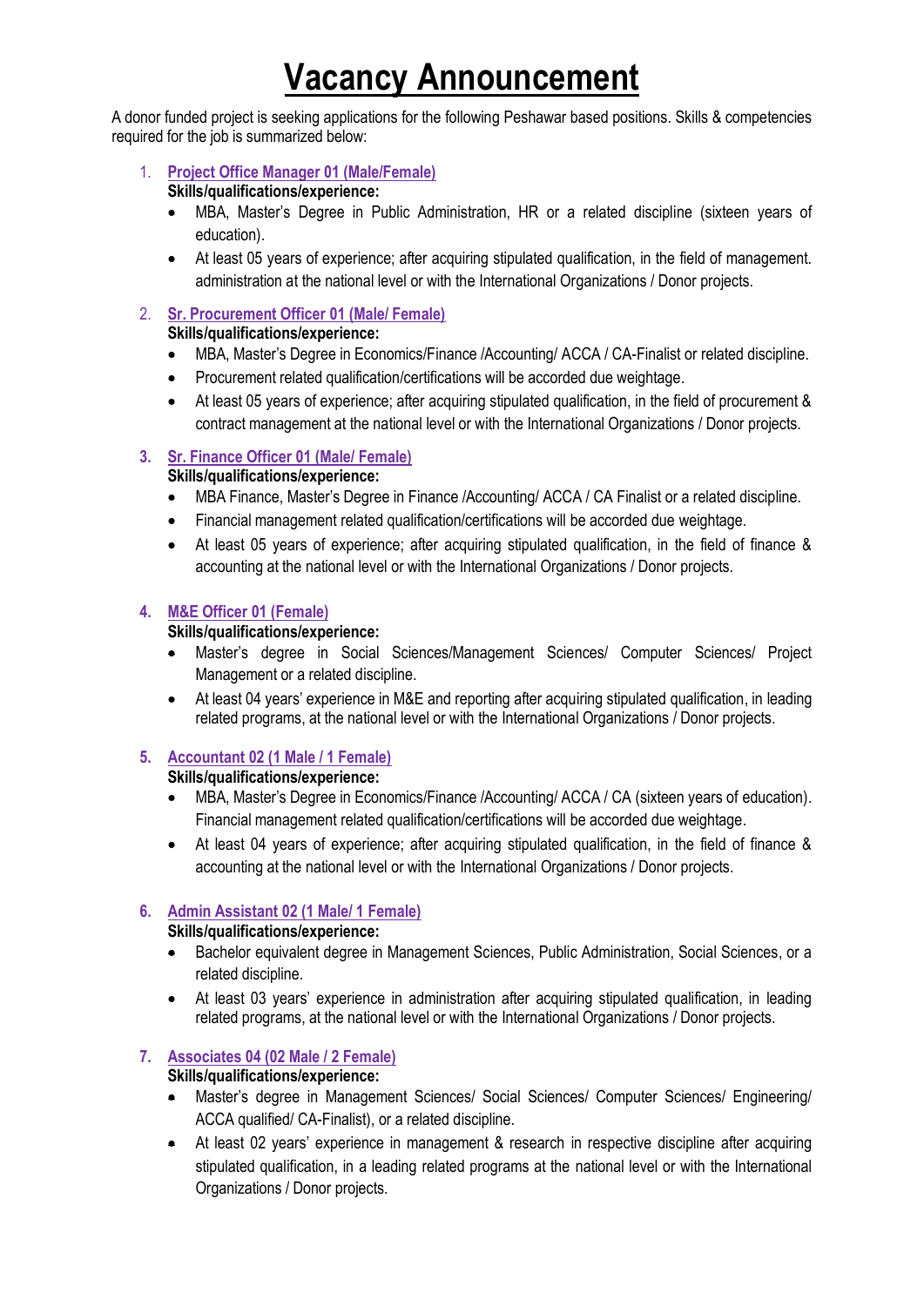# Vacancy Announcement

A donor funded project is seeking applications for the following Peshawar based positions. Skills & competencies required for the job is summarized below:

1. **Project Office Manager 01 (Male/Female)**

   **Skills/qualifications/experience:**
   - MBA, Master's Degree in Public Administration, HR or a related discipline (sixteen years of education).
   - At least 05 years of experience; after acquiring stipulated qualification, in the field of management. administration at the national level or with the International Organizations / Donor projects.

2. **Sr. Procurement Officer 01 (Male/ Female)**

   **Skills/qualifications/experience:**
   - MBA, Master's Degree in Economics/Finance /Accounting/ ACCA / CA-Finalist or related discipline.
   - Procurement related qualification/certifications will be accorded due weightage.
   - At least 05 years of experience; after acquiring stipulated qualification, in the field of procurement & contract management at the national level or with the International Organizations / Donor projects.

3. **Sr. Finance Officer 01 (Male/ Female)**

   **Skills/qualifications/experience:**
   - MBA Finance, Master's Degree in Finance /Accounting/ ACCA / CA Finalist or a related discipline.
   - Financial management related qualification/certifications will be accorded due weightage.
   - At least 05 years of experience; after acquiring stipulated qualification, in the field of finance & accounting at the national level or with the International Organizations / Donor projects.

4. **M&E Officer 01 (Female)**

   **Skills/qualifications/experience:**
   - Master's degree in Social Sciences/Management Sciences/ Computer Sciences/ Project Management or a related discipline.
   - At least 04 years' experience in M&E and reporting after acquiring stipulated qualification, in leading related programs, at the national level or with the International Organizations / Donor projects.

5. **Accountant 02 (1 Male / 1 Female)**

   **Skills/qualifications/experience:**
   - MBA, Master's Degree in Economics/Finance /Accounting/ ACCA / CA (sixteen years of education). Financial management related qualification/certifications will be accorded due weightage.
   - At least 04 years of experience; after acquiring stipulated qualification, in the field of finance & accounting at the national level or with the International Organizations / Donor projects.

6. **Admin Assistant 02 (1 Male/ 1 Female)**

   **Skills/qualifications/experience:**
   - Bachelor equivalent degree in Management Sciences, Public Administration, Social Sciences, or a related discipline.
   - At least 03 years' experience in administration after acquiring stipulated qualification, in leading related programs, at the national level or with the International Organizations / Donor projects.

7. **Associates 04 (02 Male / 2 Female)**

   **Skills/qualifications/experience:**
   - Master's degree in Management Sciences/ Social Sciences/ Computer Sciences/ Engineering/ ACCA qualified/ CA-Finalist), or a related discipline.
   - At least 02 years' experience in management & research in respective discipline after acquiring stipulated qualification, in a leading related programs at the national level or with the International Organizations / Donor projects.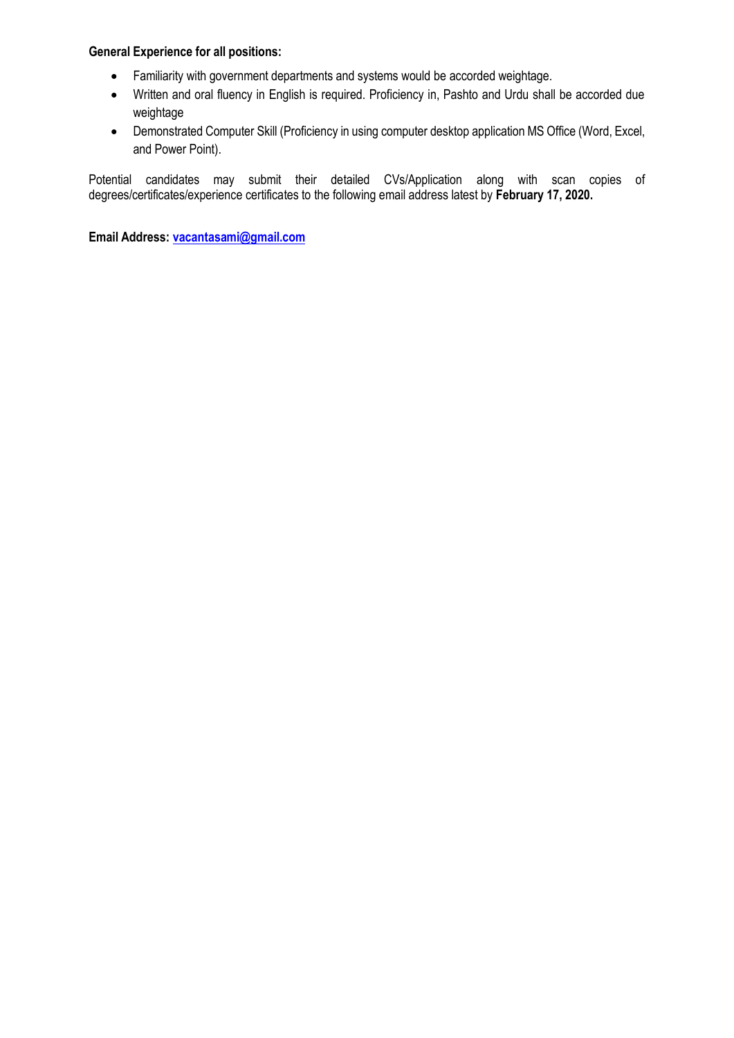**General Experience for all positions:**

- Familiarity with government departments and systems would be accorded weightage.
- Written and oral fluency in English is required. Proficiency in, Pashto and Urdu shall be accorded due weightage
- Demonstrated Computer Skill (Proficiency in using computer desktop application MS Office (Word, Excel, and Power Point).

Potential candidates may submit their detailed CVs/Application along with scan copies of degrees/certificates/experience certificates to the following email address latest by **February 17, 2020.**

**Email Address:** vacantasami@gmail.com